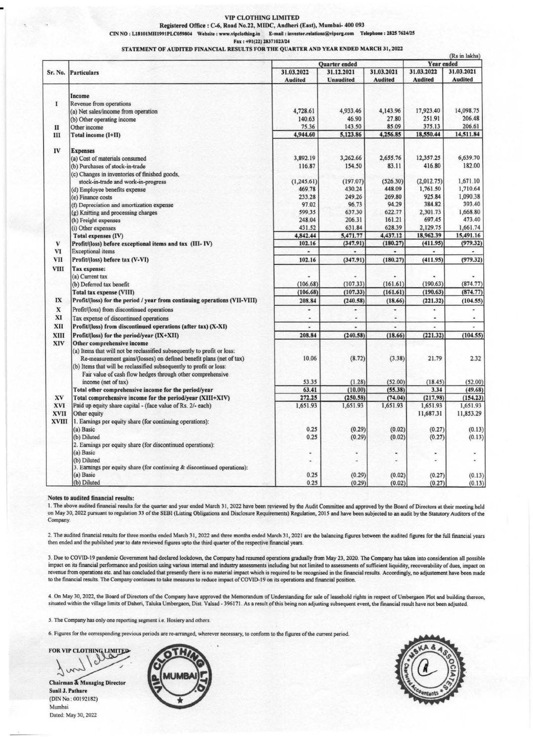# VIP CLOTHING LIMITED

**Registered Office : C-6, Road No.22, MIDC, Andheri (East), Mumbai- 400 093**

**CIN NO : L18101MH1991PLC059804 Website : www.vipclothing.in E-mail : investor.relations@viporg.com Telephone : 2825 7624/25**

**Fax : +91(22) 28371023/24**

## STATEMENT OF AUDITED FINANCIAL RESULTS FOR THE QUARTER AND YEAR ENDED MARCH 31, 2022

(Rs in lakhs)

| Sr. No. | Particulars | Quarter ended | | | Year ended | |
|---|---|---|---|---|---|---|
| | | 31.03.2022 Audited | 31.12.2021 Unaudited | 31.03.2021 Audited | 31.03.2022 Audited | 31.03.2021 Audited |
| | **Income** | | | | | |
| I | Revenue from operations | | | | | |
| | (a) Net sales/income from operation | 4,728.61 | 4,933.46 | 4,143.96 | 17,923.40 | 14,098.75 |
| | (b) Other operating income | 140.63 | 46.90 | 27.80 | 251.91 | 206.48 |
| II | Other income | 75.36 | 143.50 | 85.09 | 375.13 | 206.61 |
| III | Total income (I+II) | 4,944.60 | 5,123.86 | 4,256.85 | 18,550.44 | 14,511.84 |
| IV | **Expenses** | | | | | |
| | (a) Cost of materials consumed | 3,892.19 | 3,262.66 | 2,655.76 | 12,357.25 | 6,639.70 |
| | (b) Purchases of stock-in-trade | 116.87 | 154.50 | 83.11 | 416.80 | 182.00 |
| | (c) Changes in inventories of finished goods, stock-in-trade and work-in-progress | (1,245.61) | (197.07) | (526.30) | (2,012.75) | 1,671.10 |
| | (d) Employee benefits expense | 469.78 | 430.24 | 448.09 | 1,761.50 | 1,710.64 |
| | (e) Finance costs | 233.28 | 249.26 | 269.80 | 925.84 | 1,090.38 |
| | (f) Depreciation and amortization expense | 97.02 | 96.73 | 94.29 | 384.82 | 393.40 |
| | (g) Knitting and processing charges | 599.35 | 637.30 | 622.77 | 2,301.73 | 1,668.80 |
| | (h) Freight expenses | 248.04 | 206.31 | 161.21 | 697.45 | 473.40 |
| | (i) Other expenses | 431.52 | 631.84 | 628.39 | 2,129.75 | 1,661.74 |
| | **Total expenses (IV)** | **4,842.44** | **5,471.77** | **4,437.12** | **18,962.39** | **15,491.16** |
| V | **Profit/(loss) before exceptional items and tax (III- IV)** | **102.16** | **(347.91)** | **(180.27)** | **(411.95)** | **(979.32)** |
| VI | Exceptional items | - | - | - | - | - |
| VII | Profit/(loss) before tax (V-VI) | 102.16 | (347.91) | (180.27) | (411.95) | (979.32) |
| VIII | **Tax expense:** | | | | | |
| | (a) Current tax | - | - | - | - | - |
| | (b) Deferred tax benefit | (106.68) | (107.33) | (161.61) | (190.63) | (874.77) |
| | **Total tax expense (VIII)** | **(106.68)** | **(107.33)** | **(161.61)** | **(190.63)** | **(874.77)** |
| IX | **Profit/(loss) for the period / year from continuing operations (VII-VIII)** | **208.84** | **(240.58)** | **(18.66)** | **(221.32)** | **(104.55)** |
| X | Profit/(loss) from discontinued operations | - | - | - | - | - |
| XI | Tax expense of discontinued operations | - | - | - | - | - |
| XII | **Profit/(loss) from discontinued operations (after tax) (X-XI)** | - | - | - | - | - |
| XIII | **Profit/(loss) for the period/year (IX+XII)** | **208.84** | **(240.58)** | **(18.66)** | **(221.32)** | **(104.55)** |
| XIV | **Other comprehensive income** | | | | | |
| | (a) Items that will not be reclassified subsequently to profit or loss: Re-measurement gains/(losses) on defined benefit plans (net of tax) | 10.06 | (8.72) | (3.38) | 21.79 | 2.32 |
| | (b) Items that will be reclassified subsequently to profit or loss: Fair value of cash flow hedges through other comprehensive income (net of tax) | 53.35 | (1.28) | (52.00) | (18.45) | (52.00) |
| | **Total other comprehensive income for the period/year** | **63.41** | **(10.00)** | **(55.38)** | **3.34** | **(49.68)** |
| XV | **Total comprehensive income for the period/year (XIII+XIV)** | **272.25** | **(250.58)** | **(74.04)** | **(217.98)** | **(154.23)** |
| XVI | Paid up equity share capital - (face value of Rs. 2/- each) | 1,651.93 | 1,651.93 | 1,651.93 | 1,651.93 | 1,651.93 |
| XVII | Other equity | | | | 11,687.31 | 11,853.29 |
| XVIII | 1. Earnings per equity share (for continuing operations): | | | | | |
| | (a) Basic | 0.25 | (0.29) | (0.02) | (0.27) | (0.13) |
| | (b) Diluted | 0.25 | (0.29) | (0.02) | (0.27) | (0.13) |
| | 2. Earnings per equity share (for discontinued operations): | | | | | |
| | (a) Basic | - | - | - | - | - |
| | (b) Diluted | - | - | - | - | - |
| | 3. Earnings per equity share (for continuing & discontinued operations): | | | | | |
| | (a) Basic | 0.25 | (0.29) | (0.02) | (0.27) | (0.13) |
| | (b) Diluted | 0.25 | (0.29) | (0.02) | (0.27) | (0.13) |

**Notes to audited financial results:**

1. The above audited financial results for the quarter and year ended March 31, 2022 have been reviewed by the Audit Committee and approved by the Board of Directors at their meeting held on May 30, 2022 pursuant to regulation 33 of the SEBI (Listing Obligations and Disclosure Requirements) Regulation, 2015 and have been subjected to an audit by the Statutory Auditors of the Company.

2. The audited financial results for three months ended March 31, 2022 and three months ended March 31, 2021 are the balancing figures between the audited figures for the full financial years then ended and the pubilshed year to date reviewed figures upto the third quarter of the respective financial years.

3. Due to COVID-19 pandemic Government had declared lockdown, the Company had resumed operations gradually from May 23, 2020. The Company has taken into consideration all possible impact on its financial performance and position using various internal and industry assessments including but not limited to assessments of sufficient liquidity, recoverability of dues, impact on revenue from operations etc. and has concluded that presently there is no material impact which is required to be recognised in the financial results. Accordingly, no adjustement have been made to the financial results. The Company continues to take measures to reduce impact of COVID-19 on its operations and financial position.

4. On May 30, 2022, the Board of Directors of the Company have approved the Memorandum of Understanding for sale of leasehold rights in respect of Umbergaon Plot and building thereon, situated within the village limits of Daheri, Taluka Umbergaon, Dist. Valsad - 396171. As a result of this being non adjusting subsequent event, the financial result have not been adjusted.

5. The Company has only one reporting segment i.e. Hosiery and others.

6. Figures for the corresponding previous periods are re-arranged, wherever necessary, to conform to the figures of the current period.

**FOR VIP CLOTHING LIMITED**

**Chairman & Managing Director**
**Sunil J. Pathare**
(DIN No.: 00192182)
Mumbai
Dated: May 30, 2022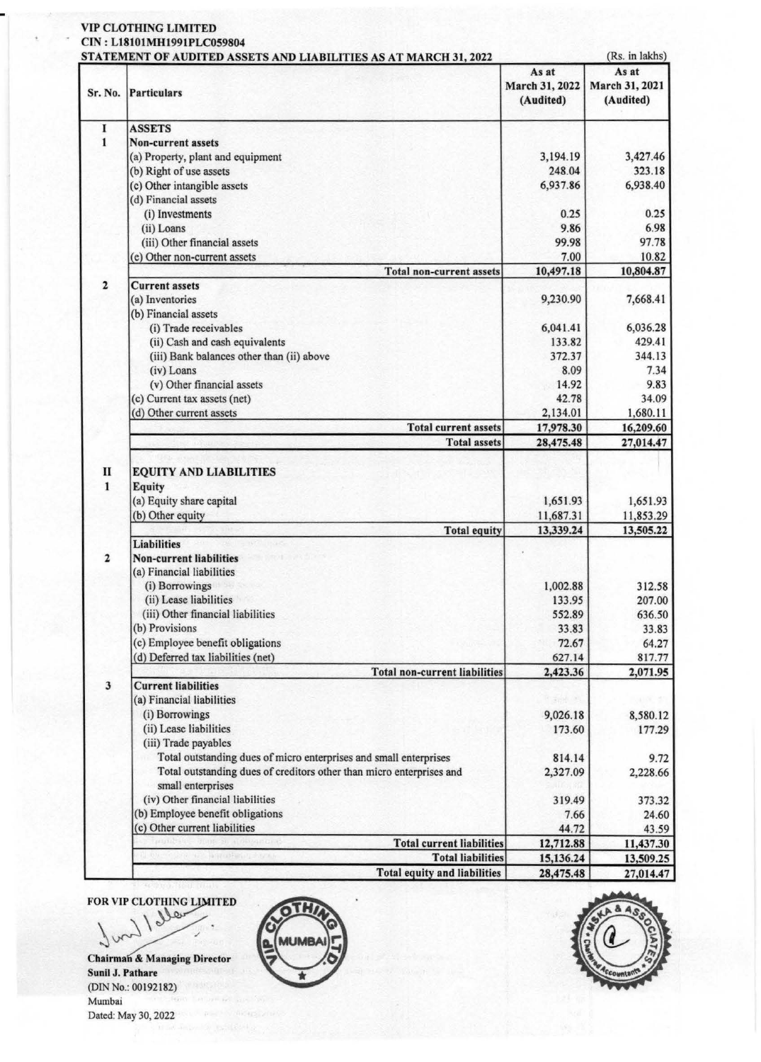**VIP CLOTHING LIMITED**
**CIN : L18101MH1991PLC059804**
**STATEMENT OF AUDITED ASSETS AND LIABILITIES AS AT MARCH 31, 2022**

(Rs. in lakhs)

| Sr. No. | Particulars | As at March 31, 2022 (Audited) | As at March 31, 2021 (Audited) |
|---|---|---|---|
| I | **ASSETS** | | |
| 1 | **Non-current assets** | | |
| | (a) Property, plant and equipment | 3,194.19 | 3,427.46 |
| | (b) Right of use assets | 248.04 | 323.18 |
| | (c) Other intangible assets | 6,937.86 | 6,938.40 |
| | (d) Financial assets | | |
| | (i) Investments | 0.25 | 0.25 |
| | (ii) Loans | 9.86 | 6.98 |
| | (iii) Other financial assets | 99.98 | 97.78 |
| | (e) Other non-current assets | 7.00 | 10.82 |
| | **Total non-current assets** | **10,497.18** | **10,804.87** |
| 2 | **Current assets** | | |
| | (a) Inventories | 9,230.90 | 7,668.41 |
| | (b) Financial assets | | |
| | (i) Trade receivables | 6,041.41 | 6,036.28 |
| | (ii) Cash and cash equivalents | 133.82 | 429.41 |
| | (iii) Bank balances other than (ii) above | 372.37 | 344.13 |
| | (iv) Loans | 8.09 | 7.34 |
| | (v) Other financial assets | 14.92 | 9.83 |
| | (c) Current tax assets (net) | 42.78 | 34.09 |
| | (d) Other current assets | 2,134.01 | 1,680.11 |
| | **Total current assets** | **17,978.30** | **16,209.60** |
| | **Total assets** | **28,475.48** | **27,014.47** |
| II | **EQUITY AND LIABILITIES** | | |
| 1 | **Equity** | | |
| | (a) Equity share capital | 1,651.93 | 1,651.93 |
| | (b) Other equity | 11,687.31 | 11,853.29 |
| | **Total equity** | **13,339.24** | **13,505.22** |
| | **Liabilities** | | |
| 2 | **Non-current liabilities** | | |
| | (a) Financial liabilities | | |
| | (i) Borrowings | 1,002.88 | 312.58 |
| | (ii) Lease liabilities | 133.95 | 207.00 |
| | (iii) Other financial liabilities | 552.89 | 636.50 |
| | (b) Provisions | 33.83 | 33.83 |
| | (c) Employee benefit obligations | 72.67 | 64.27 |
| | (d) Deferred tax liabilities (net) | 627.14 | 817.77 |
| | **Total non-current liabilities** | **2,423.36** | **2,071.95** |
| 3 | **Current liabilities** | | |
| | (a) Financial liabilities | | |
| | (i) Borrowings | 9,026.18 | 8,580.12 |
| | (ii) Lease liabilities | 173.60 | 177.29 |
| | (iii) Trade payables | | |
| | Total outstanding dues of micro enterprises and small enterprises | 814.14 | 9.72 |
| | Total outstanding dues of creditors other than micro enterprises and small enterprises | 2,327.09 | 2,228.66 |
| | (iv) Other financial liabilities | 319.49 | 373.32 |
| | (b) Employee benefit obligations | 7.66 | 24.60 |
| | (c) Other current liabilities | 44.72 | 43.59 |
| | **Total current liabilities** | **12,712.88** | **11,437.30** |
| | **Total liabilities** | **15,136.24** | **13,509.25** |
| | **Total equity and liabilities** | **28,475.48** | **27,014.47** |

**FOR VIP CLOTHING LIMITED**

**Chairman & Managing Director**
**Sunil J. Pathare**
(DIN No.: 00192182)
Mumbai
Dated: May 30, 2022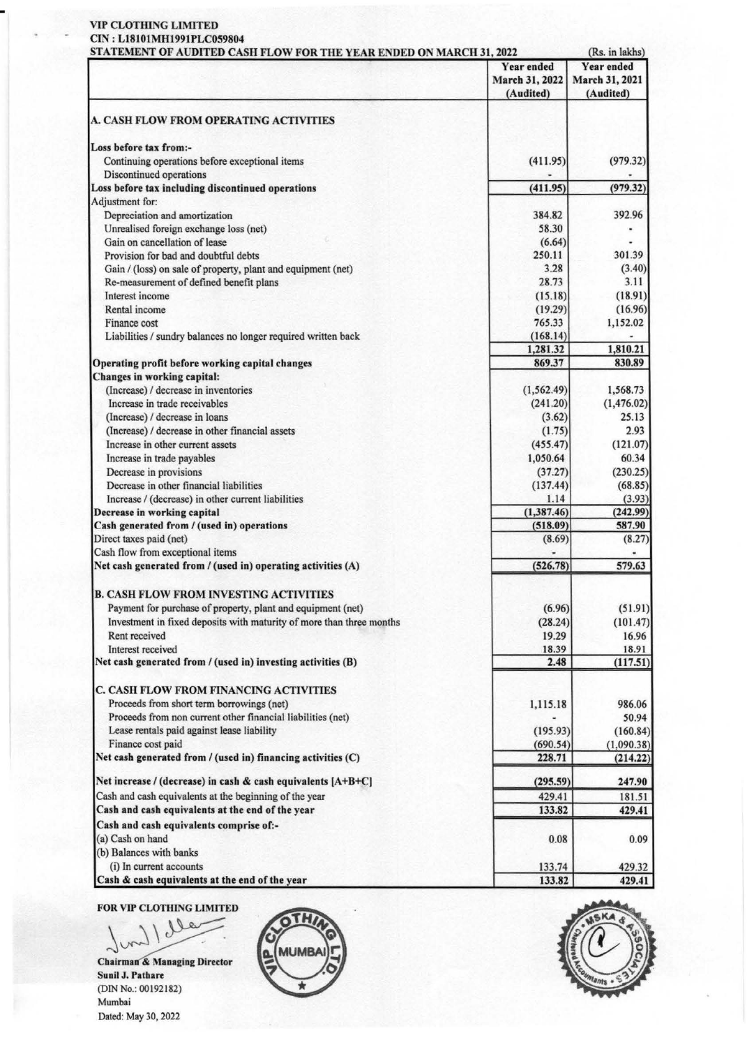**VIP CLOTHING LIMITED**
**CIN : L18101MH1991PLC059804**
**STATEMENT OF AUDITED CASH FLOW FOR THE YEAR ENDED ON MARCH 31, 2022** (Rs. in lakhs)

| | Year ended March 31, 2022 (Audited) | Year ended March 31, 2021 (Audited) |
|---|---|---|
| **A. CASH FLOW FROM OPERATING ACTIVITIES** | | |
| **Loss before tax from:-** | | |
| Continuing operations before exceptional items | (411.95) | (979.32) |
| Discontinued operations | - | - |
| **Loss before tax including discontinued operations** | **(411.95)** | **(979.32)** |
| Adjustment for: | | |
| Depreciation and amortization | 384.82 | 392.96 |
| Unrealised foreign exchange loss (net) | 58.30 | - |
| Gain on cancellation of lease | (6.64) | - |
| Provision for bad and doubtful debts | 250.11 | 301.39 |
| Gain / (loss) on sale of property, plant and equipment (net) | 3.28 | (3.40) |
| Re-measurement of defined benefit plans | 28.73 | 3.11 |
| Interest income | (15.18) | (18.91) |
| Rental income | (19.29) | (16.96) |
| Finance cost | 765.33 | 1,152.02 |
| Liabilities / sundry balances no longer required written back | (168.14) | - |
| | **1,281.32** | **1,810.21** |
| **Operating profit before working capital changes** | **869.37** | **830.89** |
| **Changes in working capital:** | | |
| (Increase) / decrease in inventories | (1,562.49) | 1,568.73 |
| Increase in trade receivables | (241.20) | (1,476.02) |
| (Increase) / decrease in loans | (3.62) | 25.13 |
| (Increase) / decrease in other financial assets | (1.75) | 2.93 |
| Increase in other current assets | (455.47) | (121.07) |
| Increase in trade payables | 1,050.64 | 60.34 |
| Decrease in provisions | (37.27) | (230.25) |
| Decrease in other financial liabilities | (137.44) | (68.85) |
| Increase / (decrease) in other current liabilities | 1.14 | (3.93) |
| **Decrease in working capital** | **(1,387.46)** | **(242.99)** |
| **Cash generated from / (used in) operations** | **(518.09)** | **587.90** |
| Direct taxes paid (net) | (8.69) | (8.27) |
| Cash flow from exceptional items | - | - |
| **Net cash generated from / (used in) operating activities (A)** | **(526.78)** | **579.63** |
| **B. CASH FLOW FROM INVESTING ACTIVITIES** | | |
| Payment for purchase of property, plant and equipment (net) | (6.96) | (51.91) |
| Investment in fixed deposits with maturity of more than three months | (28.24) | (101.47) |
| Rent received | 19.29 | 16.96 |
| Interest received | 18.39 | 18.91 |
| **Net cash generated from / (used in) investing activities (B)** | **2.48** | **(117.51)** |
| **C. CASH FLOW FROM FINANCING ACTIVITIES** | | |
| Proceeds from short term borrowings (net) | 1,115.18 | 986.06 |
| Proceeds from non current other financial liabilities (net) | - | 50.94 |
| Lease rentals paid against lease liability | (195.93) | (160.84) |
| Finance cost paid | (690.54) | (1,090.38) |
| **Net cash generated from / (used in) financing activities (C)** | **228.71** | **(214.22)** |
| **Net increase / (decrease) in cash & cash equivalents [A+B+C]** | **(295.59)** | **247.90** |
| Cash and cash equivalents at the beginning of the year | 429.41 | 181.51 |
| **Cash and cash equivalents at the end of the year** | **133.82** | **429.41** |
| **Cash and cash equivalents comprise of:-** | | |
| (a) Cash on hand | 0.08 | 0.09 |
| (b) Balances with banks | | |
| (i) In current accounts | 133.74 | 429.32 |
| **Cash & cash equivalents at the end of the year** | **133.82** | **429.41** |

**FOR VIP CLOTHING LIMITED**

**Chairman & Managing Director**
**Sunil J. Pathare**
(DIN No.: 00192182)
Mumbai
Dated: May 30, 2022